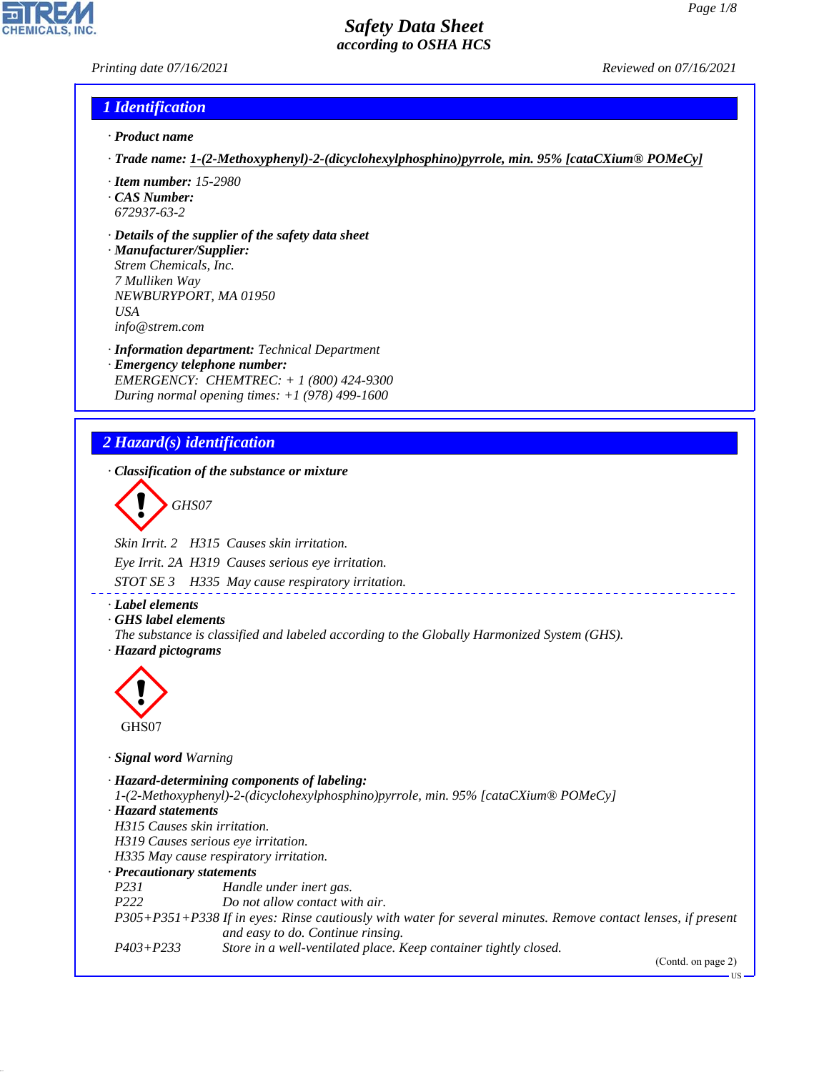# Safety Data Sheet
## according to OSHA HCS

Printing date 07/16/2021 Reviewed on 07/16/2021

## 1 Identification

· **Product name**

· **Trade name: 1-(2-Methoxyphenyl)-2-(dicyclohexylphosphino)pyrrole, min. 95% [cataCXium® POMeCy]**

· **Item number:** 15-2980
· **CAS Number:**
672937-63-2

· **Details of the supplier of the safety data sheet**
· **Manufacturer/Supplier:**
Strem Chemicals, Inc.
7 Mulliken Way
NEWBURYPORT, MA 01950
USA
info@strem.com

· **Information department:** Technical Department
· **Emergency telephone number:**
EMERGENCY: CHEMTREC: + 1 (800) 424-9300
During normal opening times: +1 (978) 499-1600

## 2 Hazard(s) identification

· **Classification of the substance or mixture**

GHS07

Skin Irrit. 2 H315 Causes skin irritation.

Eye Irrit. 2A H319 Causes serious eye irritation.

STOT SE 3 H335 May cause respiratory irritation.

· **Label elements**
· **GHS label elements**
The substance is classified and labeled according to the Globally Harmonized System (GHS).
· **Hazard pictograms**

GHS07

· **Signal word** Warning

· **Hazard-determining components of labeling:**
1-(2-Methoxyphenyl)-2-(dicyclohexylphosphino)pyrrole, min. 95% [cataCXium® POMeCy]
· **Hazard statements**
H315 Causes skin irritation.
H319 Causes serious eye irritation.
H335 May cause respiratory irritation.
· **Precautionary statements**

| | |
|---|---|
| P231 | Handle under inert gas. |
| P222 | Do not allow contact with air. |
| P305+P351+P338 | If in eyes: Rinse cautiously with water for several minutes. Remove contact lenses, if present and easy to do. Continue rinsing. |
| P403+P233 | Store in a well-ventilated place. Keep container tightly closed. |

(Contd. on page 2)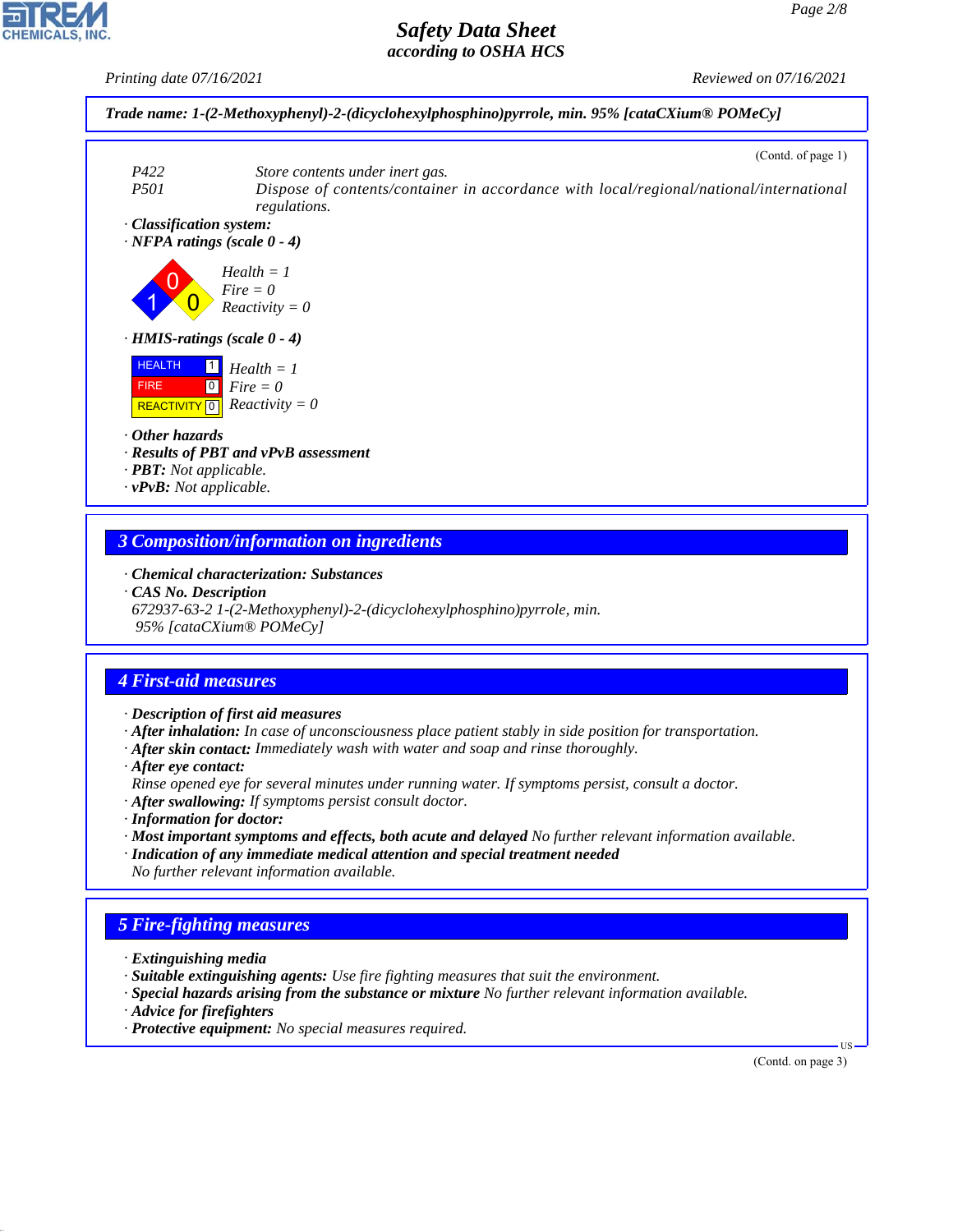**Trade name: 1-(2-Methoxyphenyl)-2-(dicyclohexylphosphino)pyrrole, min. 95% [cataCXium® POMeCy]**

(Contd. of page 1)

P422 Store contents under inert gas.

P501 Dispose of contents/container in accordance with local/regional/national/international regulations.

· **Classification system:**

· **NFPA ratings (scale 0 - 4)**

Health = 1
Fire = 0
Reactivity = 0

· **HMIS-ratings (scale 0 - 4)**

| | |
|---|---|
| HEALTH | 1 |
| FIRE | 0 |
| REACTIVITY | 0 |

Health = 1
Fire = 0
Reactivity = 0

· **Other hazards**

· **Results of PBT and vPvB assessment**

· **PBT:** Not applicable.

· **vPvB:** Not applicable.

## 3 Composition/information on ingredients

· **Chemical characterization: Substances**

· **CAS No. Description**

672937-63-2 1-(2-Methoxyphenyl)-2-(dicyclohexylphosphino)pyrrole, min. 95% [cataCXium® POMeCy]

## 4 First-aid measures

· **Description of first aid measures**

· **After inhalation:** In case of unconsciousness place patient stably in side position for transportation.

· **After skin contact:** Immediately wash with water and soap and rinse thoroughly.

· **After eye contact:**
Rinse opened eye for several minutes under running water. If symptoms persist, consult a doctor.

· **After swallowing:** If symptoms persist consult doctor.

· **Information for doctor:**

· **Most important symptoms and effects, both acute and delayed** No further relevant information available.

· **Indication of any immediate medical attention and special treatment needed**
No further relevant information available.

## 5 Fire-fighting measures

· **Extinguishing media**

· **Suitable extinguishing agents:** Use fire fighting measures that suit the environment.

· **Special hazards arising from the substance or mixture** No further relevant information available.

· **Advice for firefighters**

· **Protective equipment:** No special measures required.

(Contd. on page 3)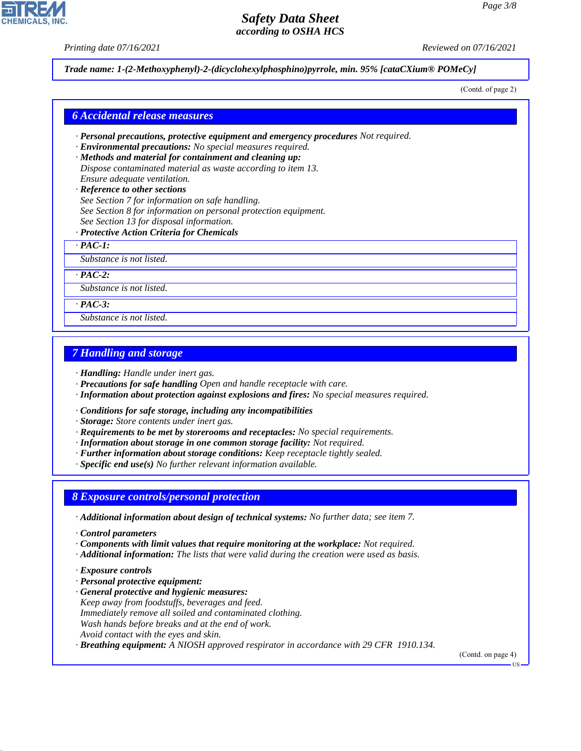Trade name: 1-(2-Methoxyphenyl)-2-(dicyclohexylphosphino)pyrrole, min. 95% [cataCXium® POMeCy]

(Contd. of page 2)

## 6 Accidental release measures

· **Personal precautions, protective equipment and emergency procedures** Not required.
· **Environmental precautions:** No special measures required.
· **Methods and material for containment and cleaning up:**
Dispose contaminated material as waste according to item 13.
Ensure adequate ventilation.
· **Reference to other sections**
See Section 7 for information on safe handling.
See Section 8 for information on personal protection equipment.
See Section 13 for disposal information.
· **Protective Action Criteria for Chemicals**

· **PAC-1:**
Substance is not listed.

· **PAC-2:**
Substance is not listed.

· **PAC-3:**
Substance is not listed.

## 7 Handling and storage

· **Handling:** Handle under inert gas.
· **Precautions for safe handling** Open and handle receptacle with care.
· **Information about protection against explosions and fires:** No special measures required.

· **Conditions for safe storage, including any incompatibilities**
· **Storage:** Store contents under inert gas.
· **Requirements to be met by storerooms and receptacles:** No special requirements.
· **Information about storage in one common storage facility:** Not required.
· **Further information about storage conditions:** Keep receptacle tightly sealed.
· **Specific end use(s)** No further relevant information available.

## 8 Exposure controls/personal protection

· **Additional information about design of technical systems:** No further data; see item 7.

· **Control parameters**
· **Components with limit values that require monitoring at the workplace:** Not required.
· **Additional information:** The lists that were valid during the creation were used as basis.

· **Exposure controls**
· **Personal protective equipment:**
· **General protective and hygienic measures:**
Keep away from foodstuffs, beverages and feed.
Immediately remove all soiled and contaminated clothing.
Wash hands before breaks and at the end of work.
Avoid contact with the eyes and skin.
· **Breathing equipment:** A NIOSH approved respirator in accordance with 29 CFR 1910.134.

(Contd. on page 4)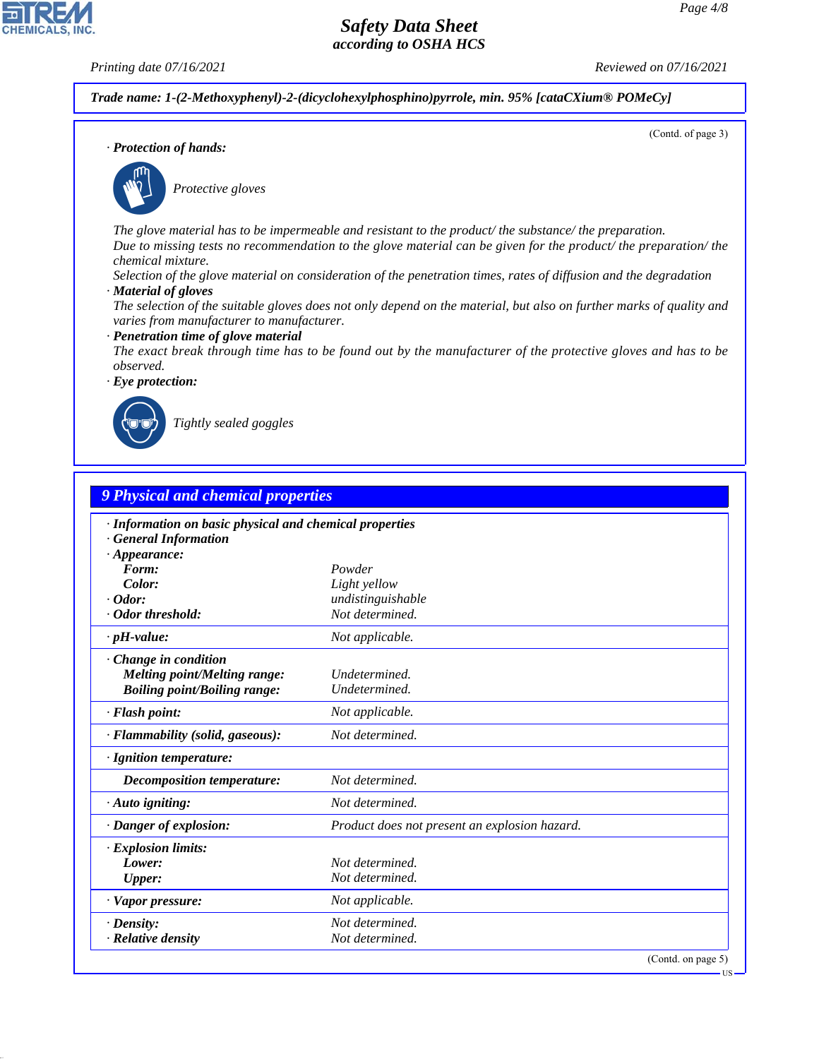**Trade name: 1-(2-Methoxyphenyl)-2-(dicyclohexylphosphino)pyrrole, min. 95% [cataCXium® POMeCy]**

(Contd. of page 3)

· **Protection of hands:**

Protective gloves

The glove material has to be impermeable and resistant to the product/ the substance/ the preparation.
Due to missing tests no recommendation to the glove material can be given for the product/ the preparation/ the chemical mixture.
Selection of the glove material on consideration of the penetration times, rates of diffusion and the degradation

· **Material of gloves**
The selection of the suitable gloves does not only depend on the material, but also on further marks of quality and varies from manufacturer to manufacturer.

· **Penetration time of glove material**
The exact break through time has to be found out by the manufacturer of the protective gloves and has to be observed.

· **Eye protection:**

Tightly sealed goggles

## 9 Physical and chemical properties

· **Information on basic physical and chemical properties**
· **General Information**

| | |
|---|---|
| · **Appearance:** | |
| **Form:** | Powder |
| **Color:** | Light yellow |
| · **Odor:** | undistinguishable |
| · **Odor threshold:** | Not determined. |
| · **pH-value:** | Not applicable. |
| · **Change in condition** | |
| **Melting point/Melting range:** | Undetermined. |
| **Boiling point/Boiling range:** | Undetermined. |
| · **Flash point:** | Not applicable. |
| · **Flammability (solid, gaseous):** | Not determined. |
| · **Ignition temperature:** | |
| **Decomposition temperature:** | Not determined. |
| · **Auto igniting:** | Not determined. |
| · **Danger of explosion:** | Product does not present an explosion hazard. |
| · **Explosion limits:** | |
| **Lower:** | Not determined. |
| **Upper:** | Not determined. |
| · **Vapor pressure:** | Not applicable. |
| · **Density:** | Not determined. |
| · **Relative density** | Not determined. |

(Contd. on page 5)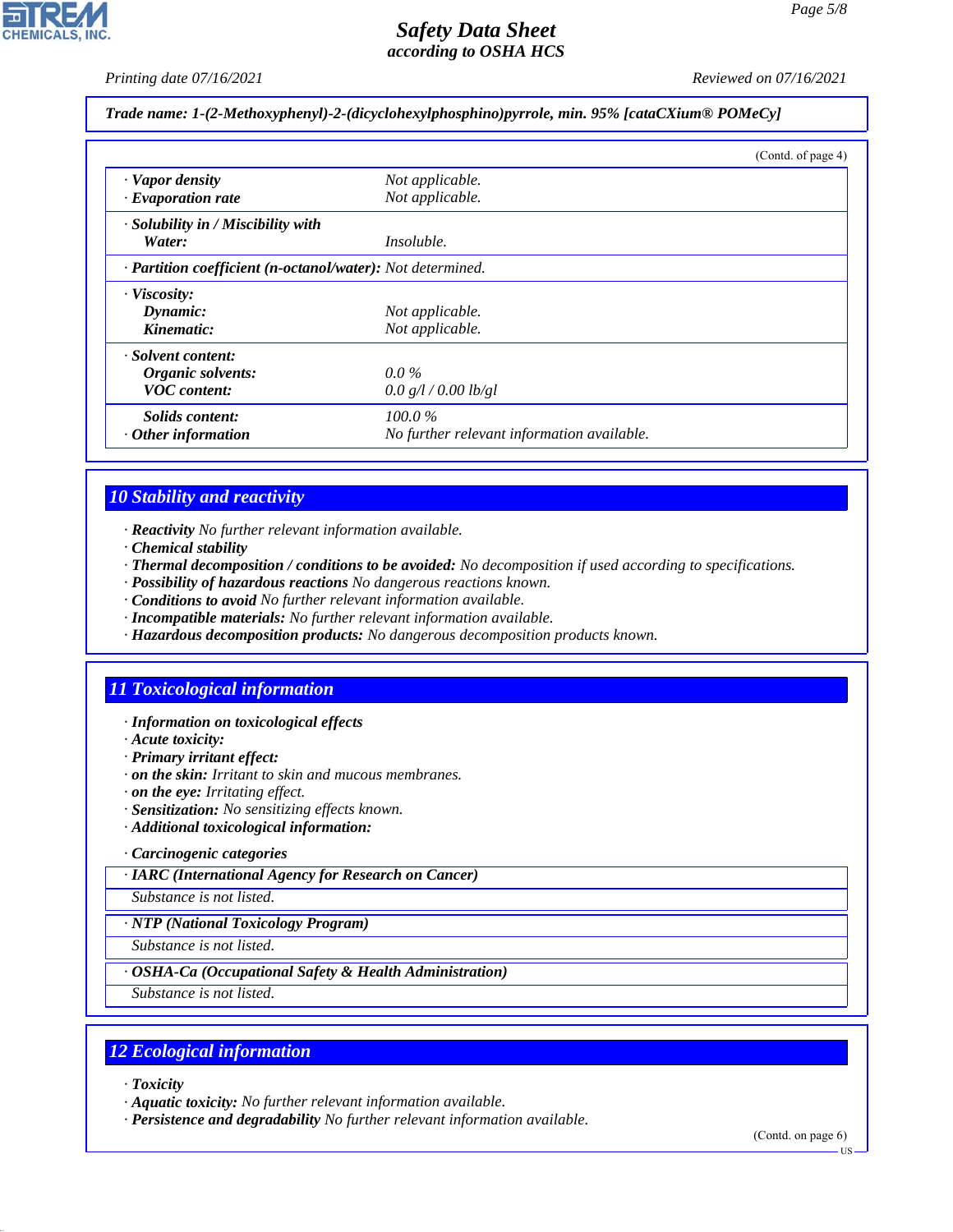**Trade name: 1-(2-Methoxyphenyl)-2-(dicyclohexylphosphino)pyrrole, min. 95% [cataCXium® POMeCy]**

(Contd. of page 4)

| | |
|---|---|
| · **Vapor density** | Not applicable. |
| · **Evaporation rate** | Not applicable. |
| · **Solubility in / Miscibility with** | |
| **Water:** | Insoluble. |
| · **Partition coefficient (n-octanol/water):** | Not determined. |
| · **Viscosity:** | |
| **Dynamic:** | Not applicable. |
| **Kinematic:** | Not applicable. |
| · **Solvent content:** | |
| **Organic solvents:** | 0.0 % |
| **VOC content:** | 0.0 g/l / 0.00 lb/gl |
| **Solids content:** | 100.0 % |
| · **Other information** | No further relevant information available. |

## 10 Stability and reactivity

· **Reactivity** No further relevant information available.
· **Chemical stability**
· **Thermal decomposition / conditions to be avoided:** No decomposition if used according to specifications.
· **Possibility of hazardous reactions** No dangerous reactions known.
· **Conditions to avoid** No further relevant information available.
· **Incompatible materials:** No further relevant information available.
· **Hazardous decomposition products:** No dangerous decomposition products known.

## 11 Toxicological information

· **Information on toxicological effects**
· **Acute toxicity:**
· **Primary irritant effect:**
· **on the skin:** Irritant to skin and mucous membranes.
· **on the eye:** Irritating effect.
· **Sensitization:** No sensitizing effects known.
· **Additional toxicological information:**

· **Carcinogenic categories**

· **IARC (International Agency for Research on Cancer)**

Substance is not listed.

· **NTP (National Toxicology Program)**

Substance is not listed.

· **OSHA-Ca (Occupational Safety & Health Administration)**

Substance is not listed.

## 12 Ecological information

· **Toxicity**
· **Aquatic toxicity:** No further relevant information available.
· **Persistence and degradability** No further relevant information available.

(Contd. on page 6)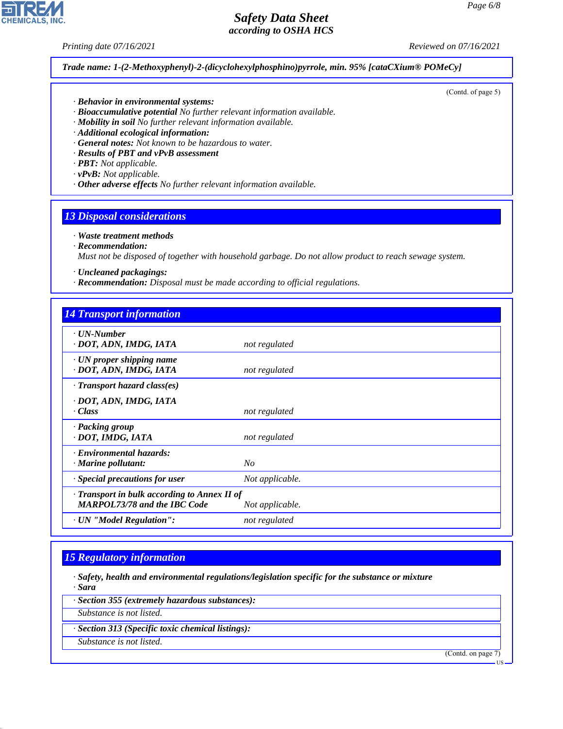Trade name: 1-(2-Methoxyphenyl)-2-(dicyclohexylphosphino)pyrrole, min. 95% [cataCXium® POMeCy]

(Contd. of page 5)

· **Behavior in environmental systems:**
· **Bioaccumulative potential** No further relevant information available.
· **Mobility in soil** No further relevant information available.
· **Additional ecological information:**
· **General notes:** Not known to be hazardous to water.
· **Results of PBT and vPvB assessment**
· **PBT:** Not applicable.
· **vPvB:** Not applicable.
· **Other adverse effects** No further relevant information available.

## 13 Disposal considerations

· **Waste treatment methods**
· **Recommendation:**
Must not be disposed of together with household garbage. Do not allow product to reach sewage system.

· **Uncleaned packagings:**
· **Recommendation:** Disposal must be made according to official regulations.

## 14 Transport information

| | |
|---|---|
| · **UN-Number**<br>· **DOT, ADN, IMDG, IATA** | not regulated |
| · **UN proper shipping name**<br>· **DOT, ADN, IMDG, IATA** | not regulated |
| · **Transport hazard class(es)**<br>· **DOT, ADN, IMDG, IATA**<br>· **Class** | not regulated |
| · **Packing group**<br>· **DOT, IMDG, IATA** | not regulated |
| · **Environmental hazards:**<br>· **Marine pollutant:** | No |
| · **Special precautions for user** | Not applicable. |
| · **Transport in bulk according to Annex II of MARPOL73/78 and the IBC Code** | Not applicable. |
| · **UN "Model Regulation":** | not regulated |

## 15 Regulatory information

· **Safety, health and environmental regulations/legislation specific for the substance or mixture**
· **Sara**

· **Section 355 (extremely hazardous substances):**
Substance is not listed.

· **Section 313 (Specific toxic chemical listings):**
Substance is not listed.

(Contd. on page 7)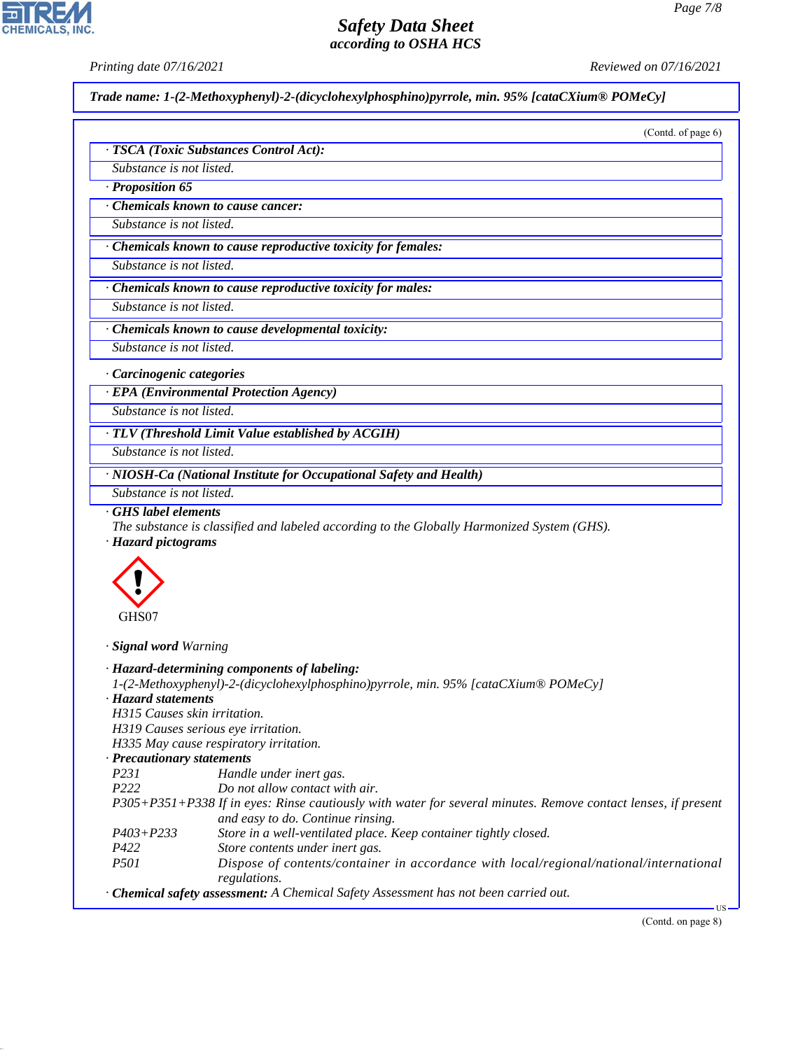**Trade name: 1-(2-Methoxyphenyl)-2-(dicyclohexylphosphino)pyrrole, min. 95% [cataCXium® POMeCy]**

(Contd. of page 6)

· **TSCA (Toxic Substances Control Act):**

Substance is not listed.

· **Proposition 65**

· **Chemicals known to cause cancer:**

Substance is not listed.

· **Chemicals known to cause reproductive toxicity for females:**

Substance is not listed.

· **Chemicals known to cause reproductive toxicity for males:**

Substance is not listed.

· **Chemicals known to cause developmental toxicity:**

Substance is not listed.

· **Carcinogenic categories**

· **EPA (Environmental Protection Agency)**

Substance is not listed.

· **TLV (Threshold Limit Value established by ACGIH)**

Substance is not listed.

· **NIOSH-Ca (National Institute for Occupational Safety and Health)**

Substance is not listed.

· **GHS label elements**

The substance is classified and labeled according to the Globally Harmonized System (GHS).

· **Hazard pictograms**

GHS07

· **Signal word** Warning

· **Hazard-determining components of labeling:**

1-(2-Methoxyphenyl)-2-(dicyclohexylphosphino)pyrrole, min. 95% [cataCXium® POMeCy]

· **Hazard statements**

H315 Causes skin irritation.
H319 Causes serious eye irritation.
H335 May cause respiratory irritation.

· **Precautionary statements**

P231 Handle under inert gas.
P222 Do not allow contact with air.
P305+P351+P338 If in eyes: Rinse cautiously with water for several minutes. Remove contact lenses, if present and easy to do. Continue rinsing.
P403+P233 Store in a well-ventilated place. Keep container tightly closed.
P422 Store contents under inert gas.
P501 Dispose of contents/container in accordance with local/regional/national/international regulations.

· **Chemical safety assessment:** A Chemical Safety Assessment has not been carried out.

(Contd. on page 8)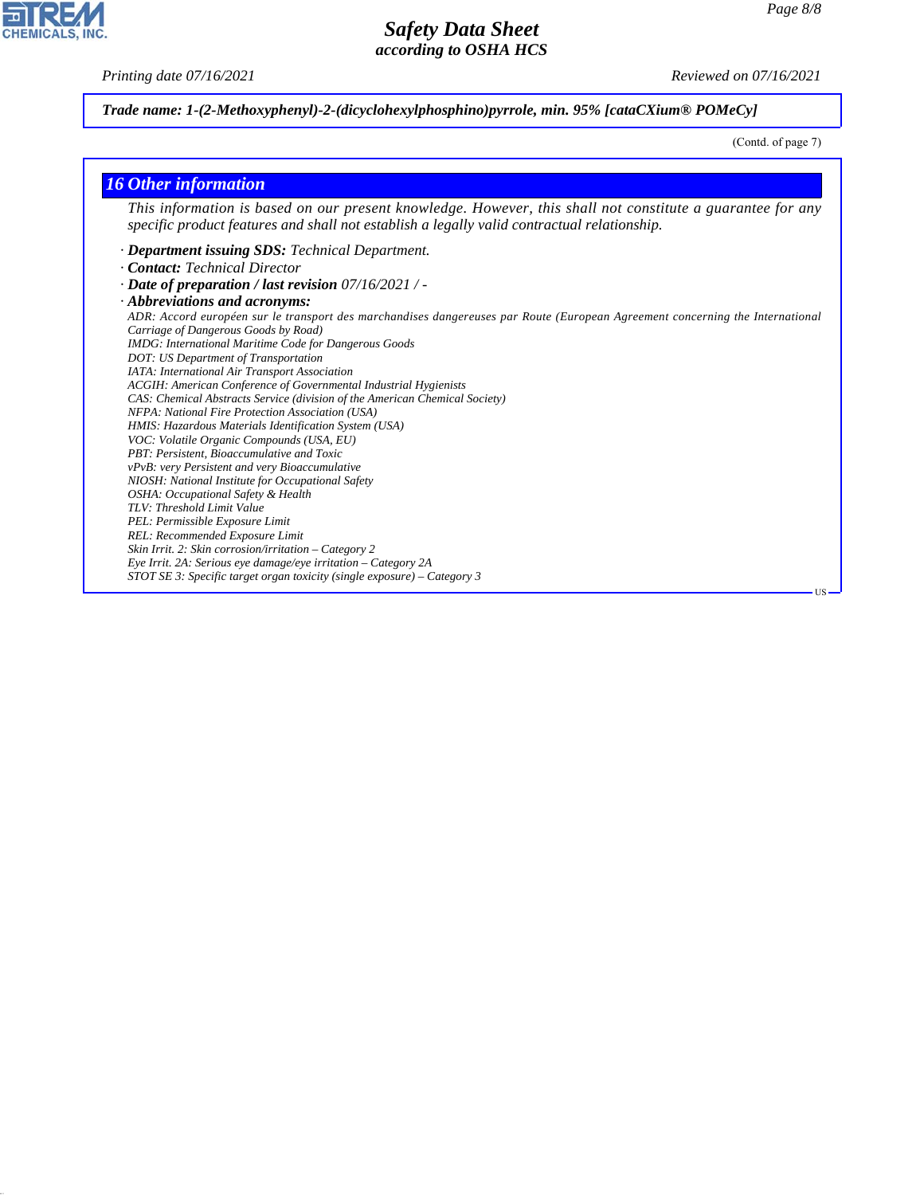Trade name: 1-(2-Methoxyphenyl)-2-(dicyclohexylphosphino)pyrrole, min. 95% [cataCXium® POMeCy]

(Contd. of page 7)

## 16 Other information

This information is based on our present knowledge. However, this shall not constitute a guarantee for any specific product features and shall not establish a legally valid contractual relationship.

· **Department issuing SDS:** Technical Department.
· **Contact:** Technical Director
· **Date of preparation / last revision** 07/16/2021 / -
· **Abbreviations and acronyms:**

ADR: Accord européen sur le transport des marchandises dangereuses par Route (European Agreement concerning the International Carriage of Dangerous Goods by Road)
IMDG: International Maritime Code for Dangerous Goods
DOT: US Department of Transportation
IATA: International Air Transport Association
ACGIH: American Conference of Governmental Industrial Hygienists
CAS: Chemical Abstracts Service (division of the American Chemical Society)
NFPA: National Fire Protection Association (USA)
HMIS: Hazardous Materials Identification System (USA)
VOC: Volatile Organic Compounds (USA, EU)
PBT: Persistent, Bioaccumulative and Toxic
vPvB: very Persistent and very Bioaccumulative
NIOSH: National Institute for Occupational Safety
OSHA: Occupational Safety & Health
TLV: Threshold Limit Value
PEL: Permissible Exposure Limit
REL: Recommended Exposure Limit
Skin Irrit. 2: Skin corrosion/irritation – Category 2
Eye Irrit. 2A: Serious eye damage/eye irritation – Category 2A
STOT SE 3: Specific target organ toxicity (single exposure) – Category 3

US